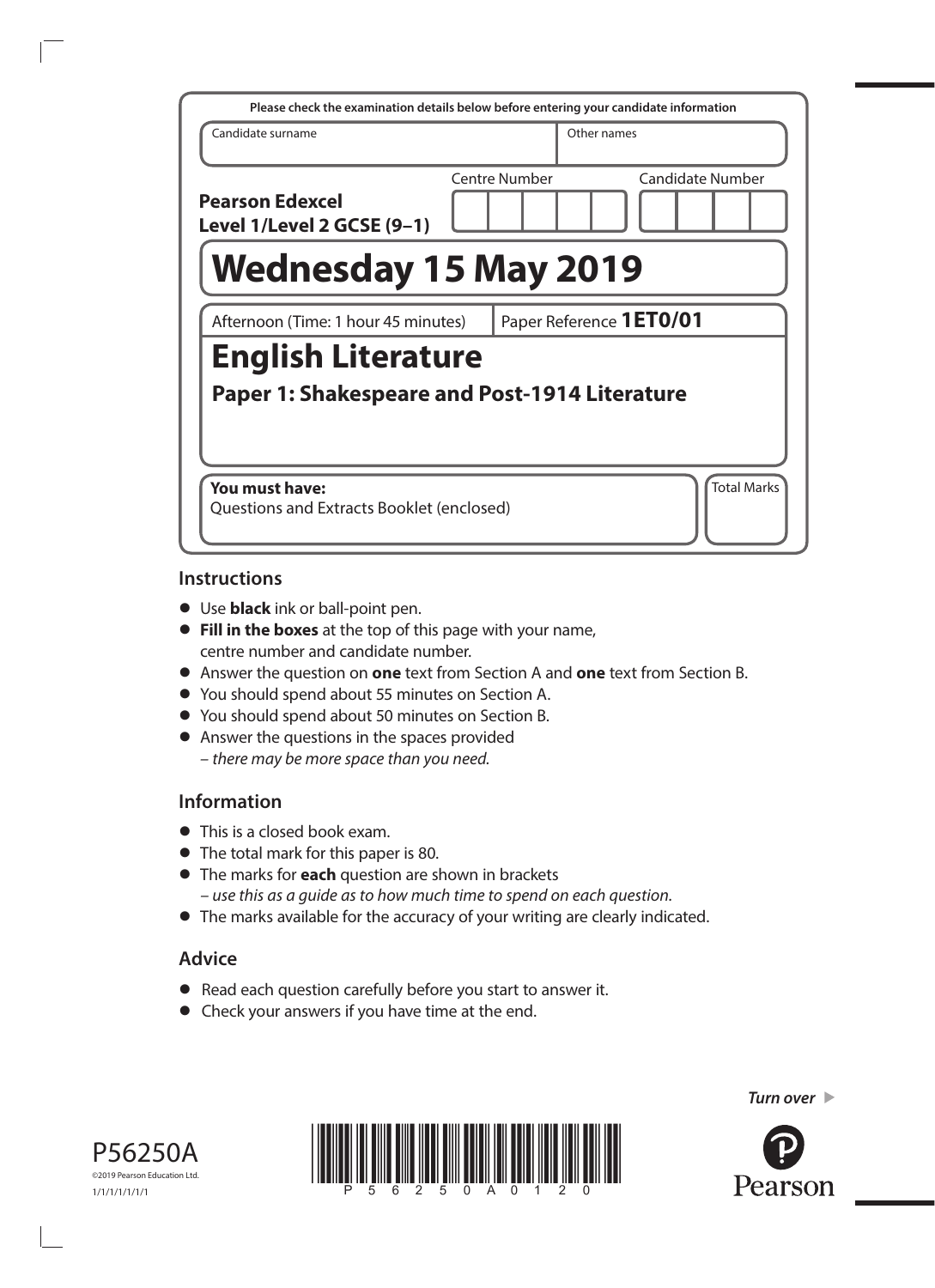Please check the examination details below before entering your candidate information

| Candidate surname | Other names |
| --- | --- |
| | |

**Pearson Edexcel Level 1/Level 2 GCSE (9–1)**

| Centre Number | Candidate Number |
| --- | --- |
| | |

# Wednesday 15 May 2019

Afternoon (Time: 1 hour 45 minutes) | Paper Reference **1ET0/01**

# English Literature

## Paper 1: Shakespeare and Post-1914 Literature

**You must have:**
Questions and Extracts Booklet (enclosed)

Total Marks

## Instructions

- Use **black** ink or ball-point pen.
- **Fill in the boxes** at the top of this page with your name, centre number and candidate number.
- Answer the question on **one** text from Section A and **one** text from Section B.
- You should spend about 55 minutes on Section A.
- You should spend about 50 minutes on Section B.
- Answer the questions in the spaces provided
  – *there may be more space than you need.*

## Information

- This is a closed book exam.
- The total mark for this paper is 80.
- The marks for **each** question are shown in brackets
  – *use this as a guide as to how much time to spend on each question.*
- The marks available for the accuracy of your writing are clearly indicated.

## Advice

- Read each question carefully before you start to answer it.
- Check your answers if you have time at the end.

*Turn over*

P56250A
©2019 Pearson Education Ltd.
1/1/1/1/1/1/1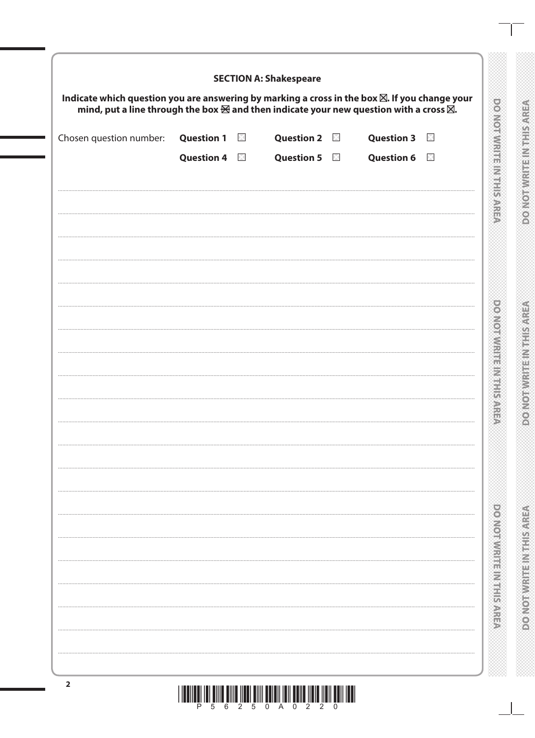**SECTION A: Shakespeare**

**Indicate which question you are answering by marking a cross in the box ☒. If you change your mind, put a line through the box ☒ and then indicate your new question with a cross ☒.**

Chosen question number: **Question 1** ☐ **Question 2** ☐ **Question 3** ☐

**Question 4** ☐ **Question 5** ☐ **Question 6** ☐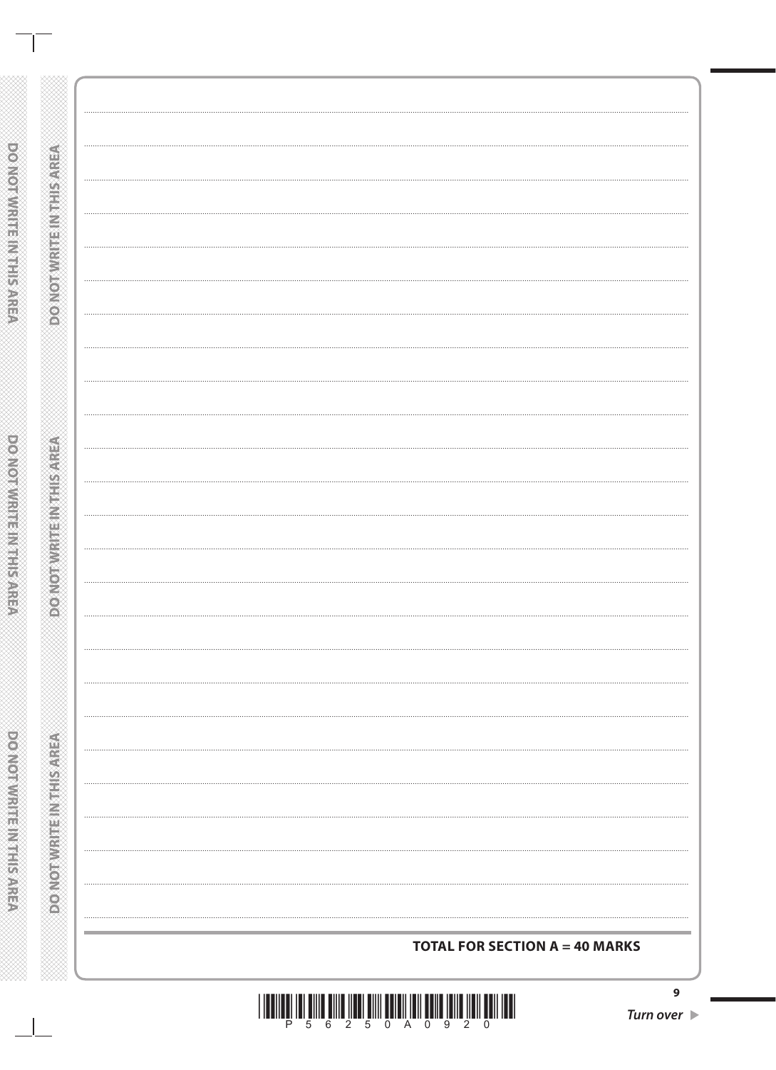**TOTAL FOR SECTION A = 40 MARKS**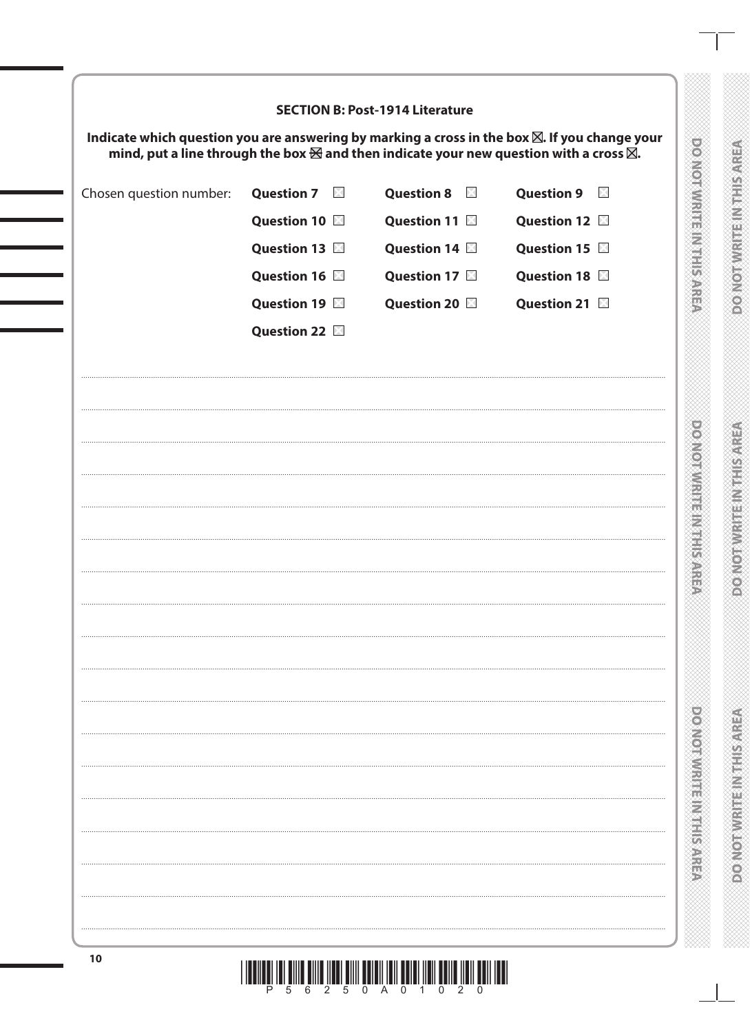**SECTION B: Post-1914 Literature**

**Indicate which question you are answering by marking a cross in the box ☒. If you change your mind, put a line through the box ☒ and then indicate your new question with a cross ☒.**

| Chosen question number: | Question 7 ☐ | Question 8 ☐ | Question 9 ☐ |
| --- | --- | --- | --- |
| | Question 10 ☐ | Question 11 ☐ | Question 12 ☐ |
| | Question 13 ☐ | Question 14 ☐ | Question 15 ☐ |
| | Question 16 ☐ | Question 17 ☐ | Question 18 ☐ |
| | Question 19 ☐ | Question 20 ☐ | Question 21 ☐ |
| | Question 22 ☐ | | |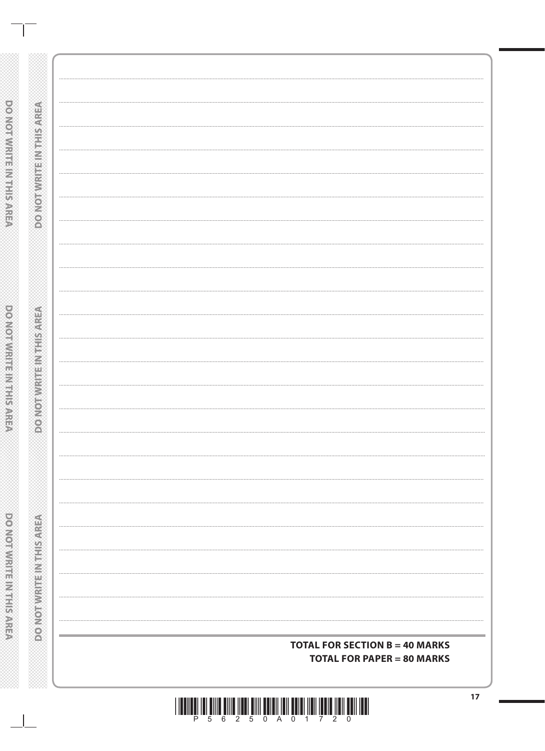**TOTAL FOR SECTION B = 40 MARKS**
**TOTAL FOR PAPER = 80 MARKS**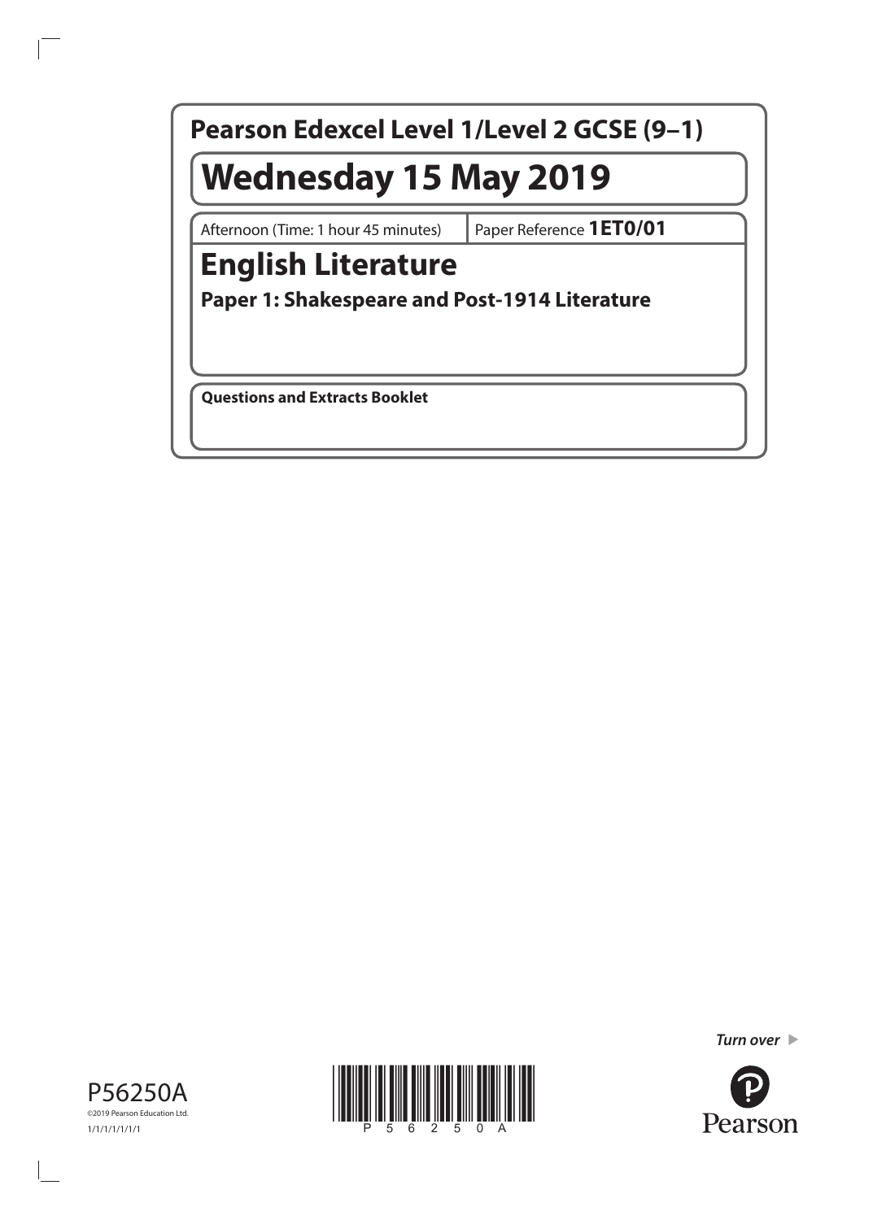# Pearson Edexcel Level 1/Level 2 GCSE (9–1)

## Wednesday 15 May 2019

Afternoon (Time: 1 hour 45 minutes) | Paper Reference **1ET0/01**

# English Literature

## Paper 1: Shakespeare and Post-1914 Literature

**Questions and Extracts Booklet**

*Turn over* ▶

P56250A

©2019 Pearson Education Ltd.

1/1/1/1/1/1/1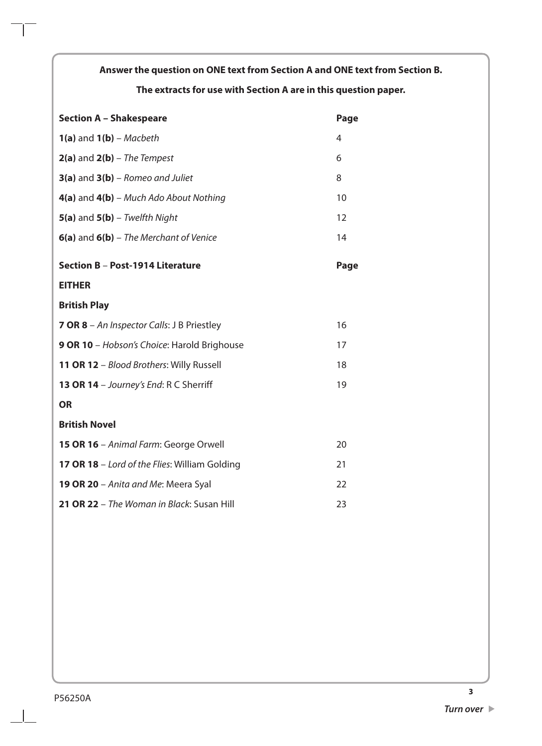**Answer the question on ONE text from Section A and ONE text from Section B.**

**The extracts for use with Section A are in this question paper.**

| **Section A – Shakespeare** | **Page** |
|---|---|
| **1(a)** and **1(b)** – *Macbeth* | 4 |
| **2(a)** and **2(b)** – *The Tempest* | 6 |
| **3(a)** and **3(b)** – *Romeo and Juliet* | 8 |
| **4(a)** and **4(b)** – *Much Ado About Nothing* | 10 |
| **5(a)** and **5(b)** – *Twelfth Night* | 12 |
| **6(a)** and **6(b)** – *The Merchant of Venice* | 14 |

| **Section B – Post-1914 Literature** | **Page** |
|---|---|
| **EITHER** | |
| **British Play** | |
| **7 OR 8** – *An Inspector Calls*: J B Priestley | 16 |
| **9 OR 10** – *Hobson's Choice*: Harold Brighouse | 17 |
| **11 OR 12** – *Blood Brothers*: Willy Russell | 18 |
| **13 OR 14** – *Journey's End*: R C Sherriff | 19 |
| **OR** | |
| **British Novel** | |
| **15 OR 16** – *Animal Farm*: George Orwell | 20 |
| **17 OR 18** – *Lord of the Flies*: William Golding | 21 |
| **19 OR 20** – *Anita and Me*: Meera Syal | 22 |
| **21 OR 22** – *The Woman in Black*: Susan Hill | 23 |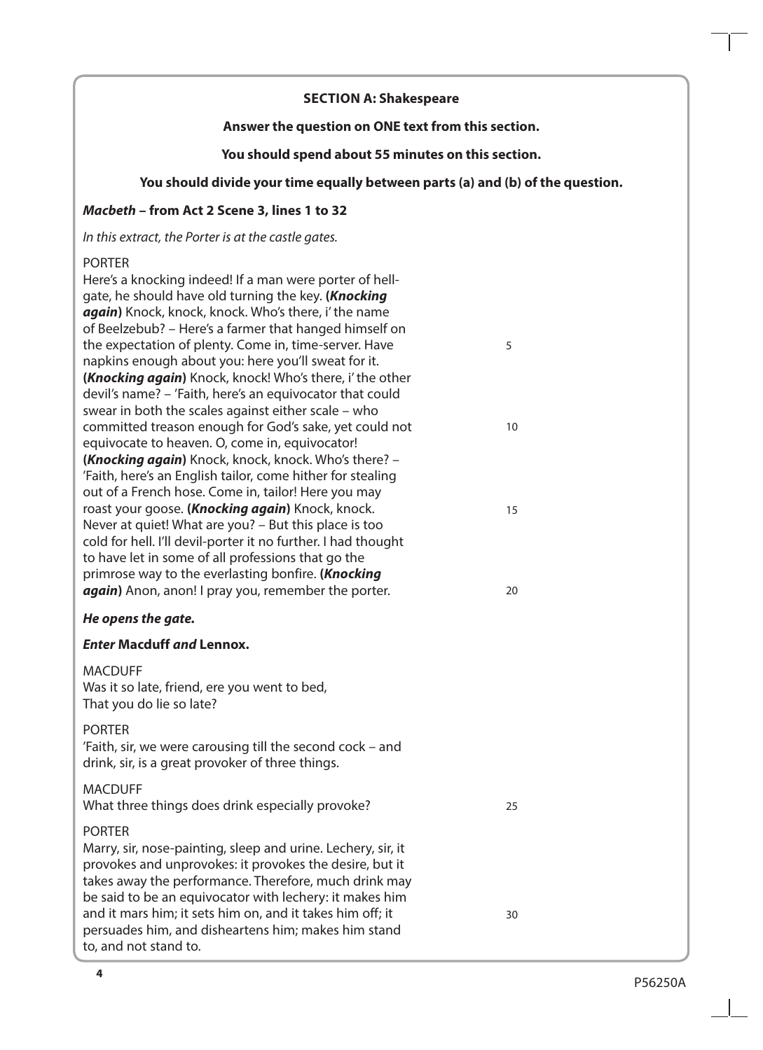**SECTION A: Shakespeare**

**Answer the question on ONE text from this section.**

**You should spend about 55 minutes on this section.**

**You should divide your time equally between parts (a) and (b) of the question.**

***Macbeth* – from Act 2 Scene 3, lines 1 to 32**

*In this extract, the Porter is at the castle gates.*

PORTER
Here's a knocking indeed! If a man were porter of hell-gate, he should have old turning the key. **(*Knocking again*)** Knock, knock, knock. Who's there, i' the name of Beelzebub? – Here's a farmer that hanged himself on the expectation of plenty. Come in, time-server. Have napkins enough about you: here you'll sweat for it. **(*Knocking again*)** Knock, knock! Who's there, i' the other devil's name? – 'Faith, here's an equivocator that could swear in both the scales against either scale – who committed treason enough for God's sake, yet could not equivocate to heaven. O, come in, equivocator! **(*Knocking again*)** Knock, knock, knock. Who's there? – 'Faith, here's an English tailor, come hither for stealing out of a French hose. Come in, tailor! Here you may roast your goose. **(*Knocking again*)** Knock, knock. Never at quiet! What are you? – But this place is too cold for hell. I'll devil-porter it no further. I had thought to have let in some of all professions that go the primrose way to the everlasting bonfire. **(*Knocking again*)** Anon, anon! I pray you, remember the porter.

***He opens the gate.***

***Enter* Macduff *and* Lennox.**

MACDUFF
Was it so late, friend, ere you went to bed,
That you do lie so late?

PORTER
'Faith, sir, we were carousing till the second cock – and drink, sir, is a great provoker of three things.

MACDUFF
What three things does drink especially provoke?

PORTER
Marry, sir, nose-painting, sleep and urine. Lechery, sir, it provokes and unprovokes: it provokes the desire, but it takes away the performance. Therefore, much drink may be said to be an equivocator with lechery: it makes him and it mars him; it sets him on, and it takes him off; it persuades him, and disheartens him; makes him stand to, and not stand to.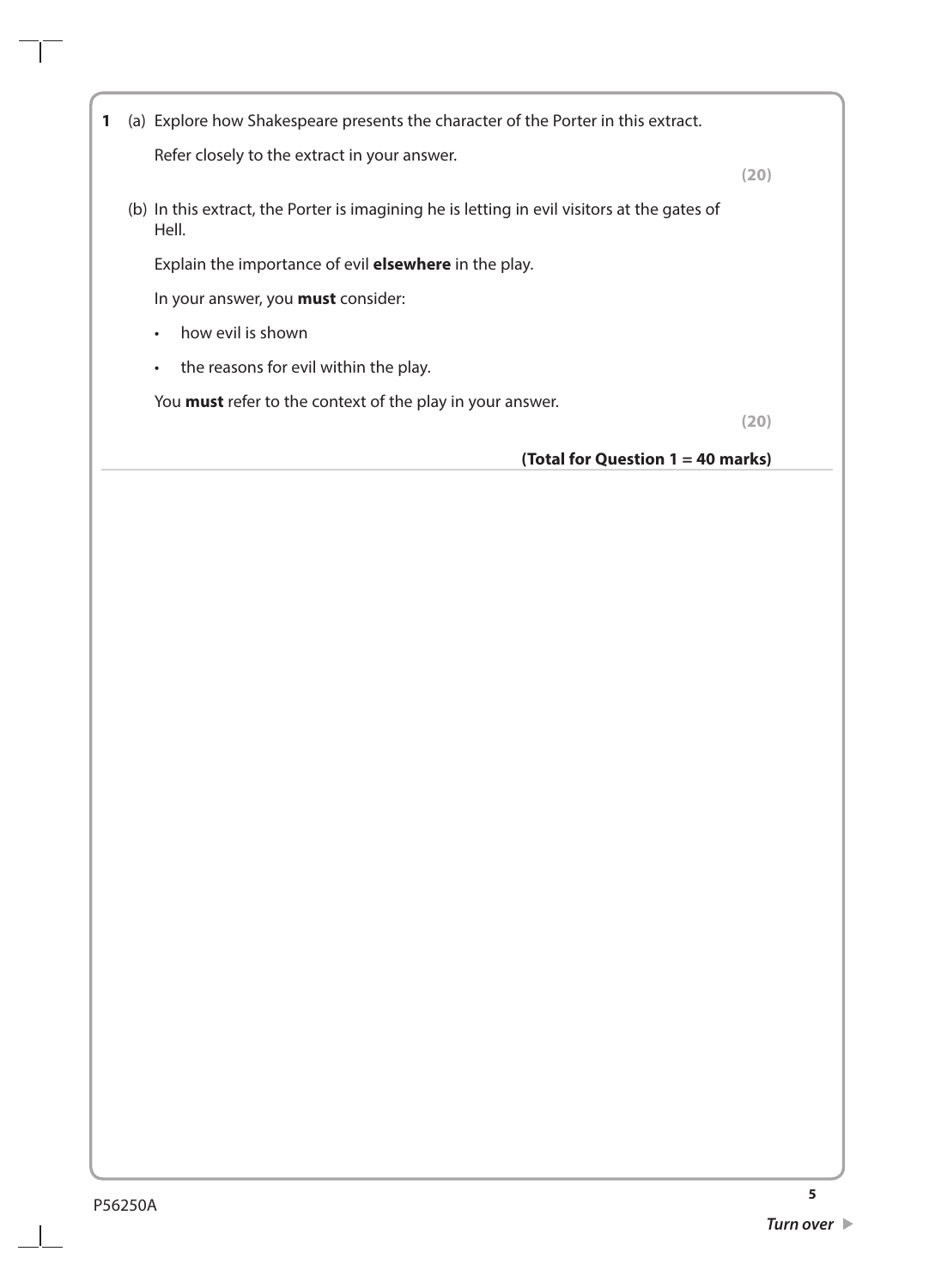**1** (a) Explore how Shakespeare presents the character of the Porter in this extract.

Refer closely to the extract in your answer.

**(20)**

(b) In this extract, the Porter is imagining he is letting in evil visitors at the gates of Hell.

Explain the importance of evil **elsewhere** in the play.

In your answer, you **must** consider:

- how evil is shown
- the reasons for evil within the play.

You **must** refer to the context of the play in your answer.

**(20)**

**(Total for Question 1 = 40 marks)**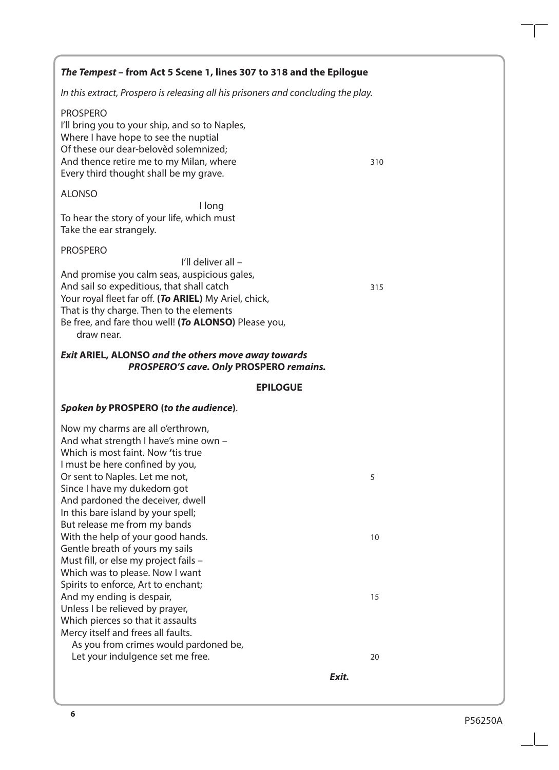### *The Tempest* – from Act 5 Scene 1, lines 307 to 318 and the Epilogue

*In this extract, Prospero is releasing all his prisoners and concluding the play.*

PROSPERO
I'll bring you to your ship, and so to Naples,
Where I have hope to see the nuptial
Of these our dear-belovèd solemnized;
And thence retire me to my Milan, where 310
Every third thought shall be my grave.

ALONSO
I long
To hear the story of your life, which must
Take the ear strangely.

PROSPERO
I'll deliver all –
And promise you calm seas, auspicious gales,
And sail so expeditious, that shall catch 315
Your royal fleet far off. (***To* ARIEL**) My Ariel, chick,
That is thy charge. Then to the elements
Be free, and fare thou well! (***To* ALONSO**) Please you,
draw near.

***Exit* ARIEL, ALONSO *and the others move away towards PROSPERO'S cave. Only* PROSPERO *remains.***

**EPILOGUE**

***Spoken by* PROSPERO (*to the audience*)**.

Now my charms are all o'erthrown,
And what strength I have's mine own –
Which is most faint. Now 'tis true
I must be here confined by you,
Or sent to Naples. Let me not, 5
Since I have my dukedom got
And pardoned the deceiver, dwell
In this bare island by your spell;
But release me from my bands
With the help of your good hands. 10
Gentle breath of yours my sails
Must fill, or else my project fails –
Which was to please. Now I want
Spirits to enforce, Art to enchant;
And my ending is despair, 15
Unless I be relieved by prayer,
Which pierces so that it assaults
Mercy itself and frees all faults.
As you from crimes would pardoned be,
Let your indulgence set me free. 20

***Exit.***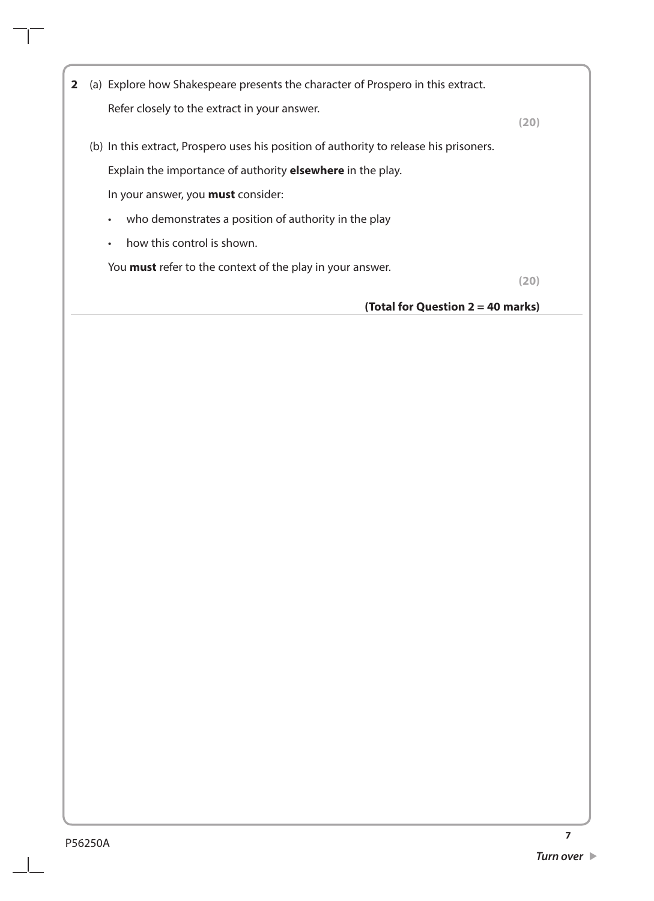**2** (a) Explore how Shakespeare presents the character of Prospero in this extract.

Refer closely to the extract in your answer.

**(20)**

(b) In this extract, Prospero uses his position of authority to release his prisoners.

Explain the importance of authority **elsewhere** in the play.

In your answer, you **must** consider:

- who demonstrates a position of authority in the play
- how this control is shown.

You **must** refer to the context of the play in your answer.

**(20)**

**(Total for Question 2 = 40 marks)**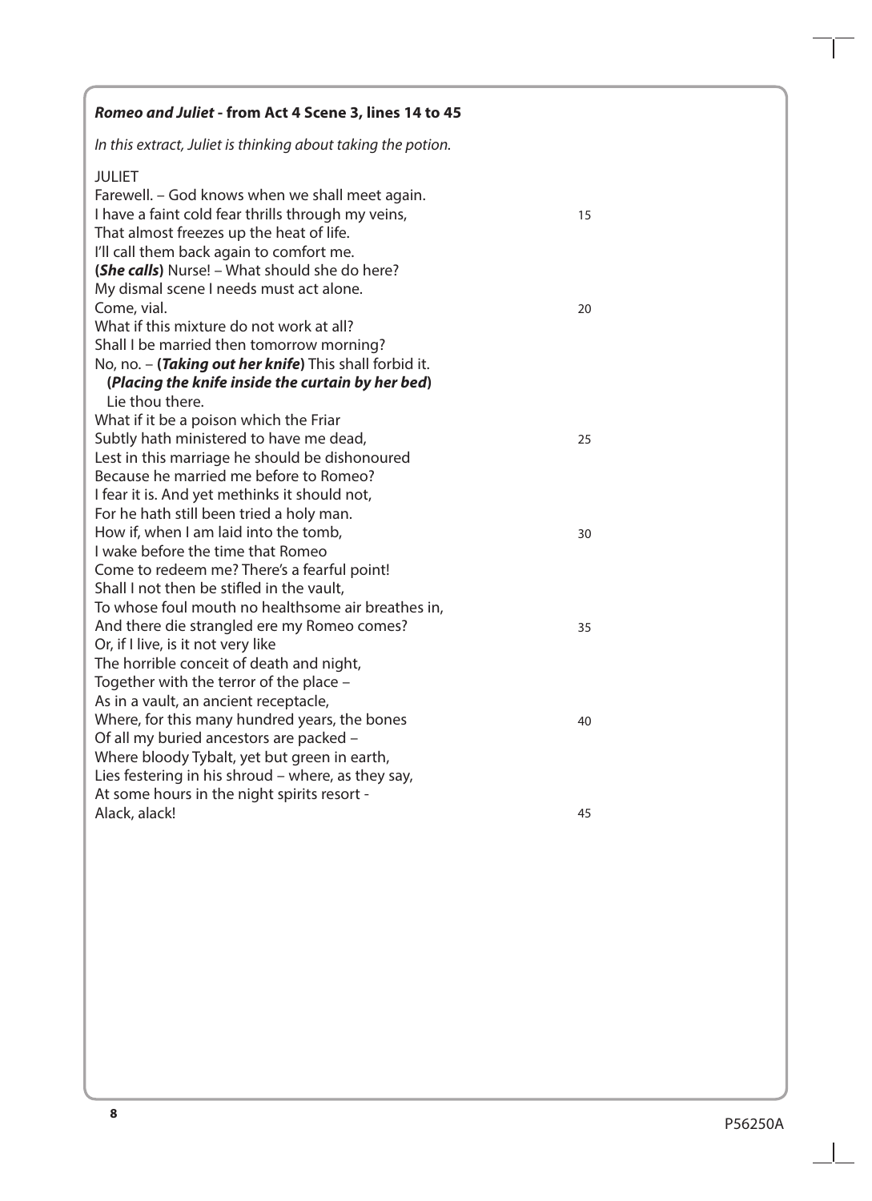***Romeo and Juliet* - from Act 4 Scene 3, lines 14 to 45**

*In this extract, Juliet is thinking about taking the potion.*

JULIET

Farewell. – God knows when we shall meet again.
I have a faint cold fear thrills through my veins, 15
That almost freezes up the heat of life.
I'll call them back again to comfort me.
**(*She calls*)** Nurse! – What should she do here?
My dismal scene I needs must act alone.
Come, vial. 20
What if this mixture do not work at all?
Shall I be married then tomorrow morning?
No, no. – **(*Taking out her knife*)** This shall forbid it.
**(*Placing the knife inside the curtain by her bed*)**
Lie thou there.
What if it be a poison which the Friar
Subtly hath ministered to have me dead, 25
Lest in this marriage he should be dishonoured
Because he married me before to Romeo?
I fear it is. And yet methinks it should not,
For he hath still been tried a holy man.
How if, when I am laid into the tomb, 30
I wake before the time that Romeo
Come to redeem me? There's a fearful point!
Shall I not then be stifled in the vault,
To whose foul mouth no healthsome air breathes in,
And there die strangled ere my Romeo comes? 35
Or, if I live, is it not very like
The horrible conceit of death and night,
Together with the terror of the place –
As in a vault, an ancient receptacle,
Where, for this many hundred years, the bones 40
Of all my buried ancestors are packed –
Where bloody Tybalt, yet but green in earth,
Lies festering in his shroud – where, as they say,
At some hours in the night spirits resort -
Alack, alack! 45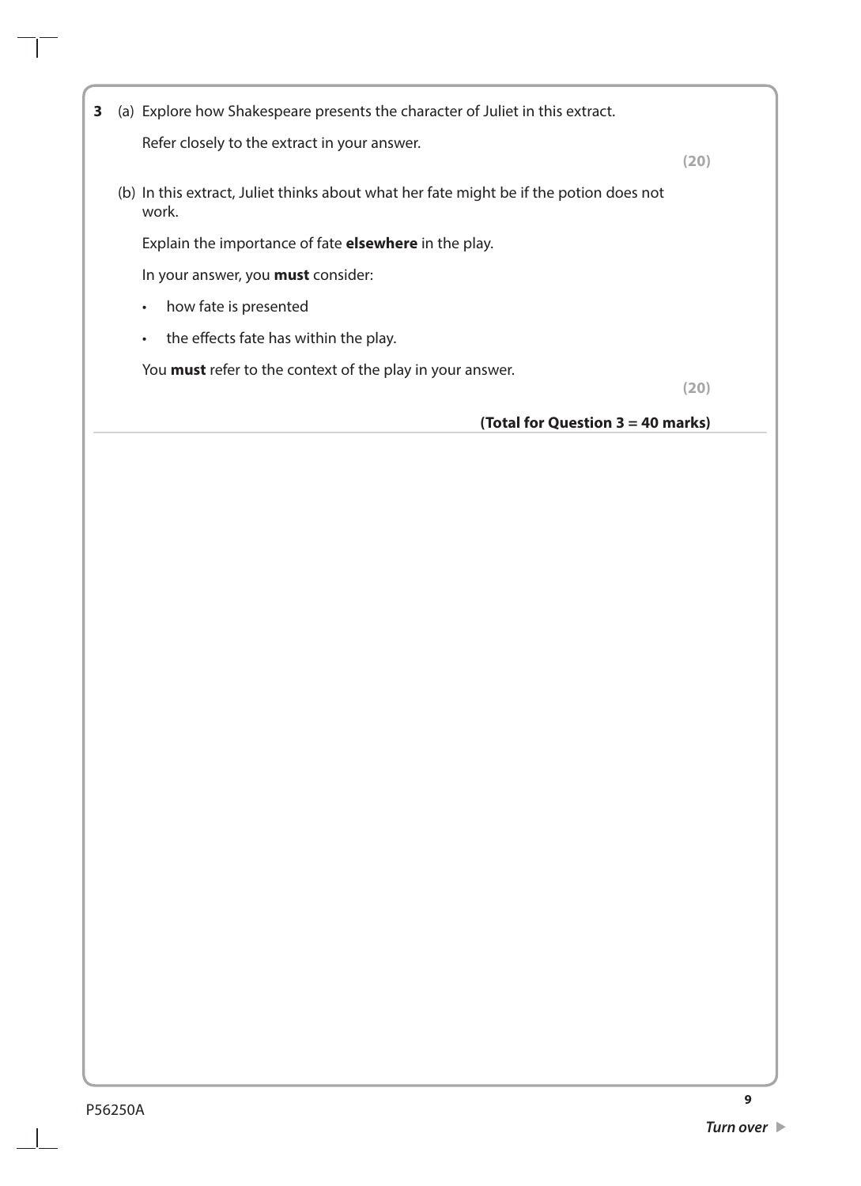**3** (a) Explore how Shakespeare presents the character of Juliet in this extract.

Refer closely to the extract in your answer.

**(20)**

(b) In this extract, Juliet thinks about what her fate might be if the potion does not work.

Explain the importance of fate **elsewhere** in the play.

In your answer, you **must** consider:

- how fate is presented
- the effects fate has within the play.

You **must** refer to the context of the play in your answer.

**(20)**

**(Total for Question 3 = 40 marks)**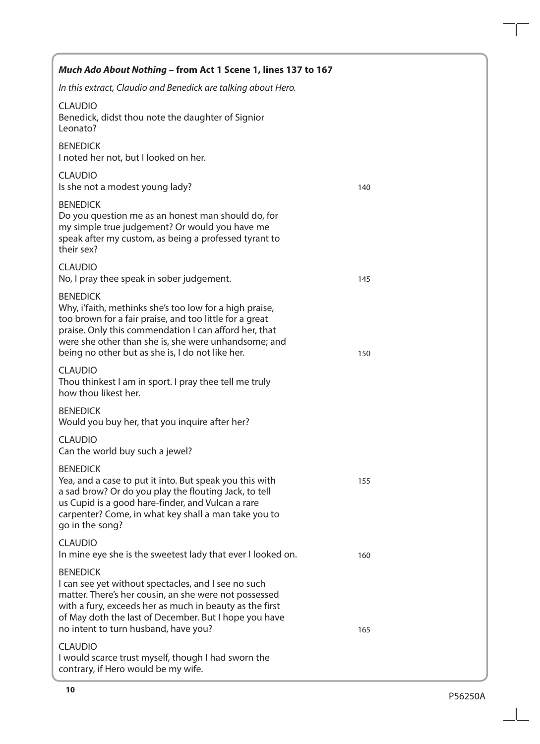***Much Ado About Nothing* – from Act 1 Scene 1, lines 137 to 167**

*In this extract, Claudio and Benedick are talking about Hero.*

CLAUDIO
Benedick, didst thou note the daughter of Signior Leonato?

BENEDICK
I noted her not, but I looked on her.

CLAUDIO
Is she not a modest young lady? 140

BENEDICK
Do you question me as an honest man should do, for my simple true judgement? Or would you have me speak after my custom, as being a professed tyrant to their sex?

CLAUDIO
No, I pray thee speak in sober judgement. 145

BENEDICK
Why, i'faith, methinks she's too low for a high praise, too brown for a fair praise, and too little for a great praise. Only this commendation I can afford her, that were she other than she is, she were unhandsome; and being no other but as she is, I do not like her. 150

CLAUDIO
Thou thinkest I am in sport. I pray thee tell me truly how thou likest her.

BENEDICK
Would you buy her, that you inquire after her?

CLAUDIO
Can the world buy such a jewel?

BENEDICK
Yea, and a case to put it into. But speak you this with 155
a sad brow? Or do you play the flouting Jack, to tell us Cupid is a good hare-finder, and Vulcan a rare carpenter? Come, in what key shall a man take you to go in the song?

CLAUDIO
In mine eye she is the sweetest lady that ever I looked on. 160

BENEDICK
I can see yet without spectacles, and I see no such matter. There's her cousin, an she were not possessed with a fury, exceeds her as much in beauty as the first of May doth the last of December. But I hope you have no intent to turn husband, have you? 165

CLAUDIO
I would scarce trust myself, though I had sworn the contrary, if Hero would be my wife.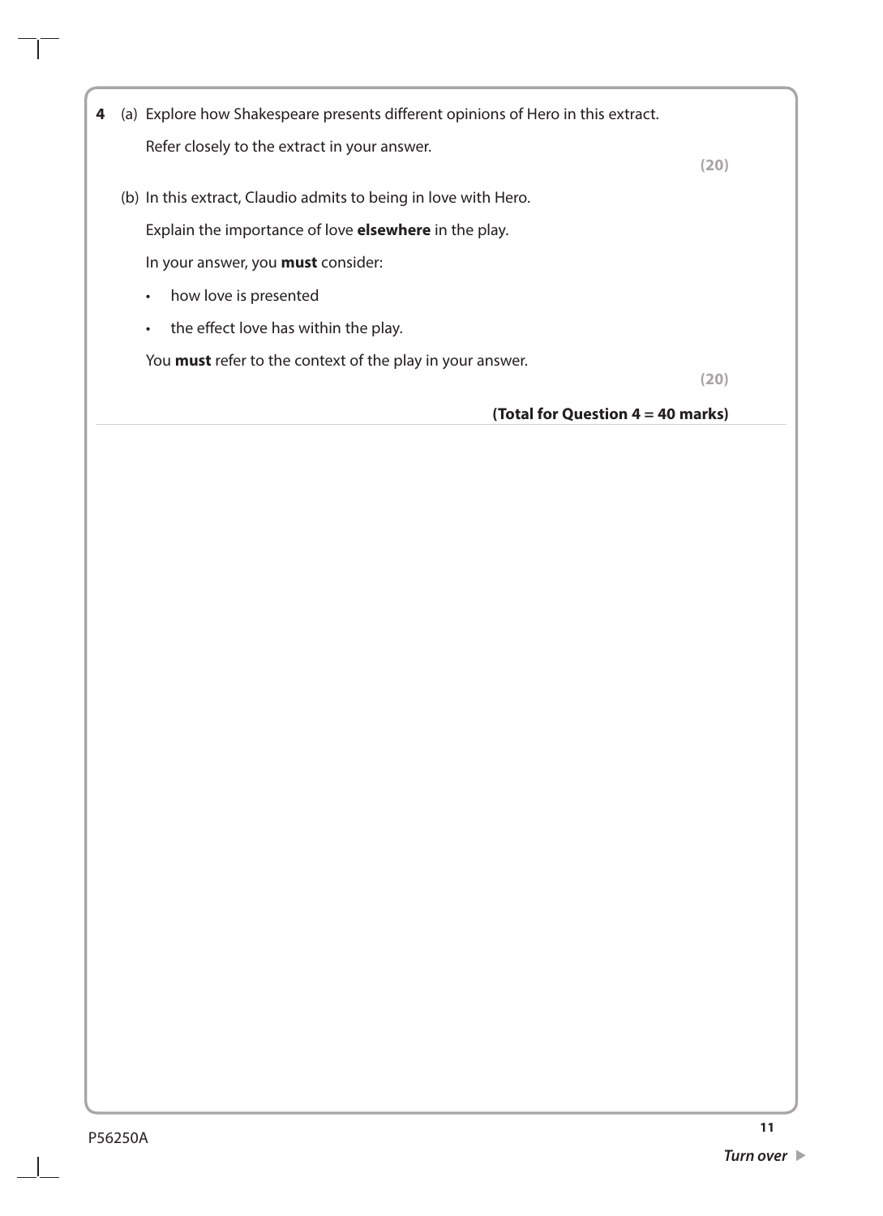**4** (a) Explore how Shakespeare presents different opinions of Hero in this extract.

Refer closely to the extract in your answer.

**(20)**

(b) In this extract, Claudio admits to being in love with Hero.

Explain the importance of love **elsewhere** in the play.

In your answer, you **must** consider:

- how love is presented
- the effect love has within the play.

You **must** refer to the context of the play in your answer.

**(20)**

**(Total for Question 4 = 40 marks)**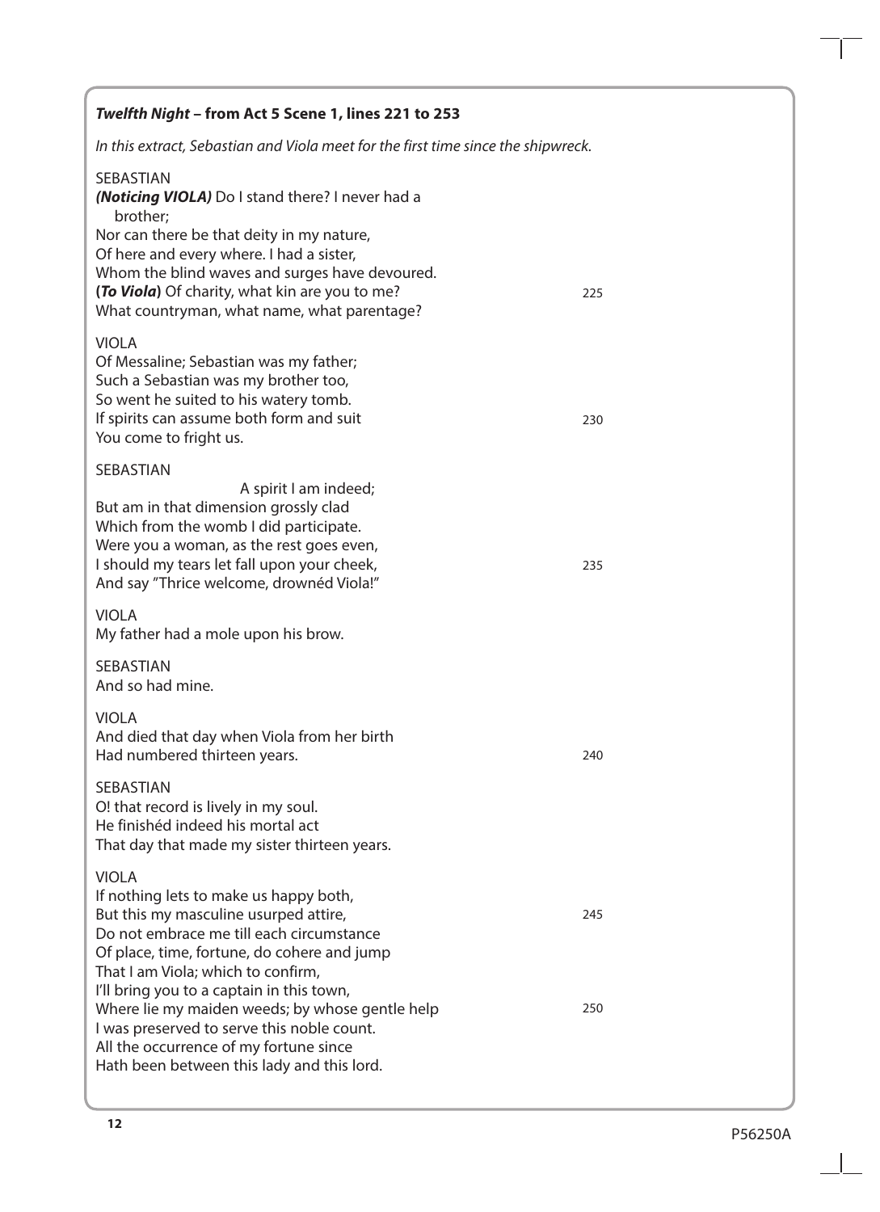***Twelfth Night*** **– from Act 5 Scene 1, lines 221 to 253**

*In this extract, Sebastian and Viola meet for the first time since the shipwreck.*

SEBASTIAN
***(Noticing VIOLA)*** Do I stand there? I never had a
brother;
Nor can there be that deity in my nature,
Of here and every where. I had a sister,
Whom the blind waves and surges have devoured.
**(*To Viola*)** Of charity, what kin are you to me? 225
What countryman, what name, what parentage?

VIOLA
Of Messaline; Sebastian was my father;
Such a Sebastian was my brother too,
So went he suited to his watery tomb.
If spirits can assume both form and suit 230
You come to fright us.

SEBASTIAN
A spirit I am indeed;
But am in that dimension grossly clad
Which from the womb I did participate.
Were you a woman, as the rest goes even,
I should my tears let fall upon your cheek, 235
And say "Thrice welcome, drownéd Viola!"

VIOLA
My father had a mole upon his brow.

SEBASTIAN
And so had mine.

VIOLA
And died that day when Viola from her birth
Had numbered thirteen years. 240

SEBASTIAN
O! that record is lively in my soul.
He finishéd indeed his mortal act
That day that made my sister thirteen years.

VIOLA
If nothing lets to make us happy both,
But this my masculine usurped attire, 245
Do not embrace me till each circumstance
Of place, time, fortune, do cohere and jump
That I am Viola; which to confirm,
I'll bring you to a captain in this town,
Where lie my maiden weeds; by whose gentle help 250
I was preserved to serve this noble count.
All the occurrence of my fortune since
Hath been between this lady and this lord.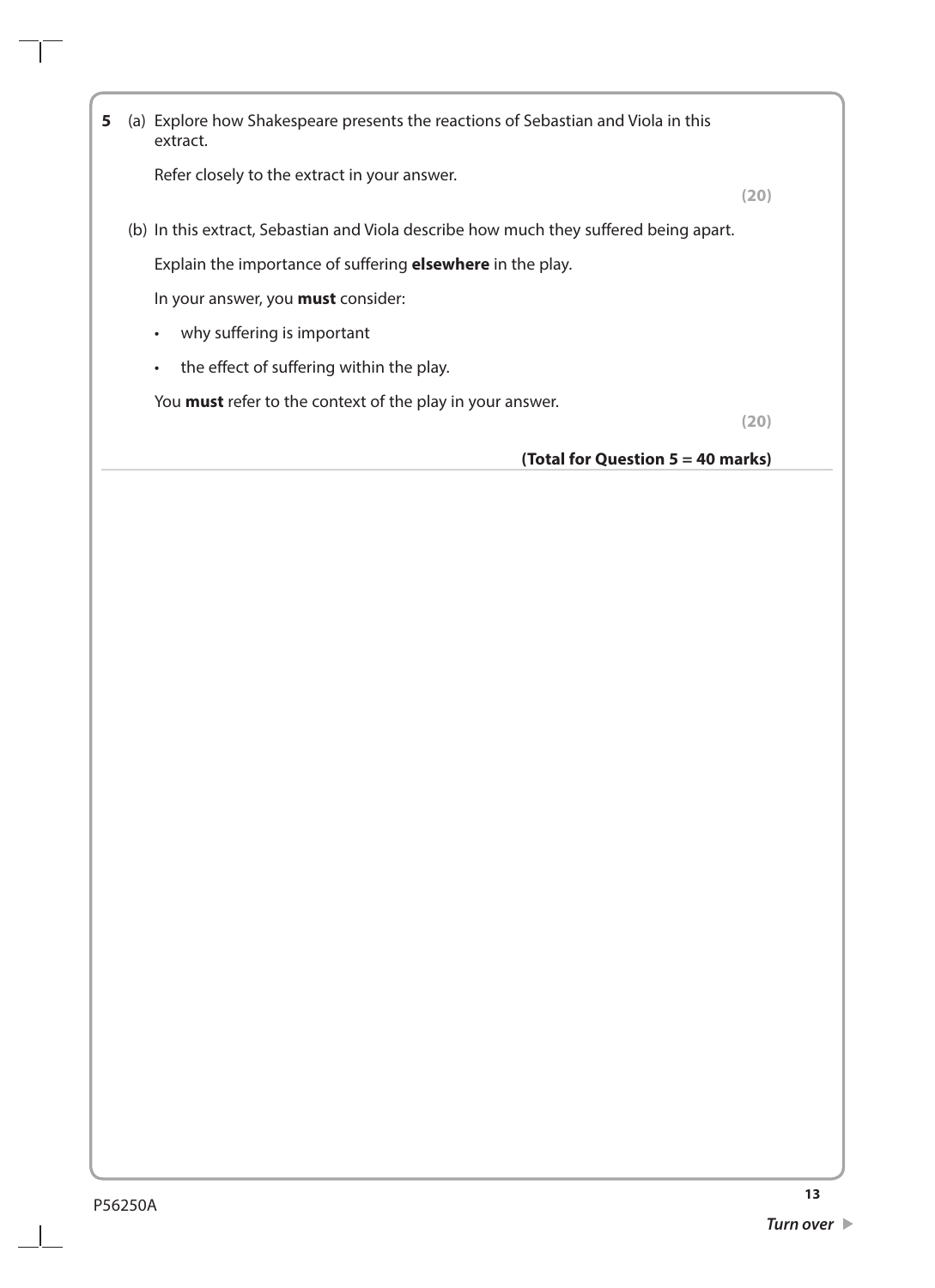**5** (a) Explore how Shakespeare presents the reactions of Sebastian and Viola in this extract.

Refer closely to the extract in your answer.

**(20)**

(b) In this extract, Sebastian and Viola describe how much they suffered being apart.

Explain the importance of suffering **elsewhere** in the play.

In your answer, you **must** consider:

- why suffering is important
- the effect of suffering within the play.

You **must** refer to the context of the play in your answer.

**(20)**

**(Total for Question 5 = 40 marks)**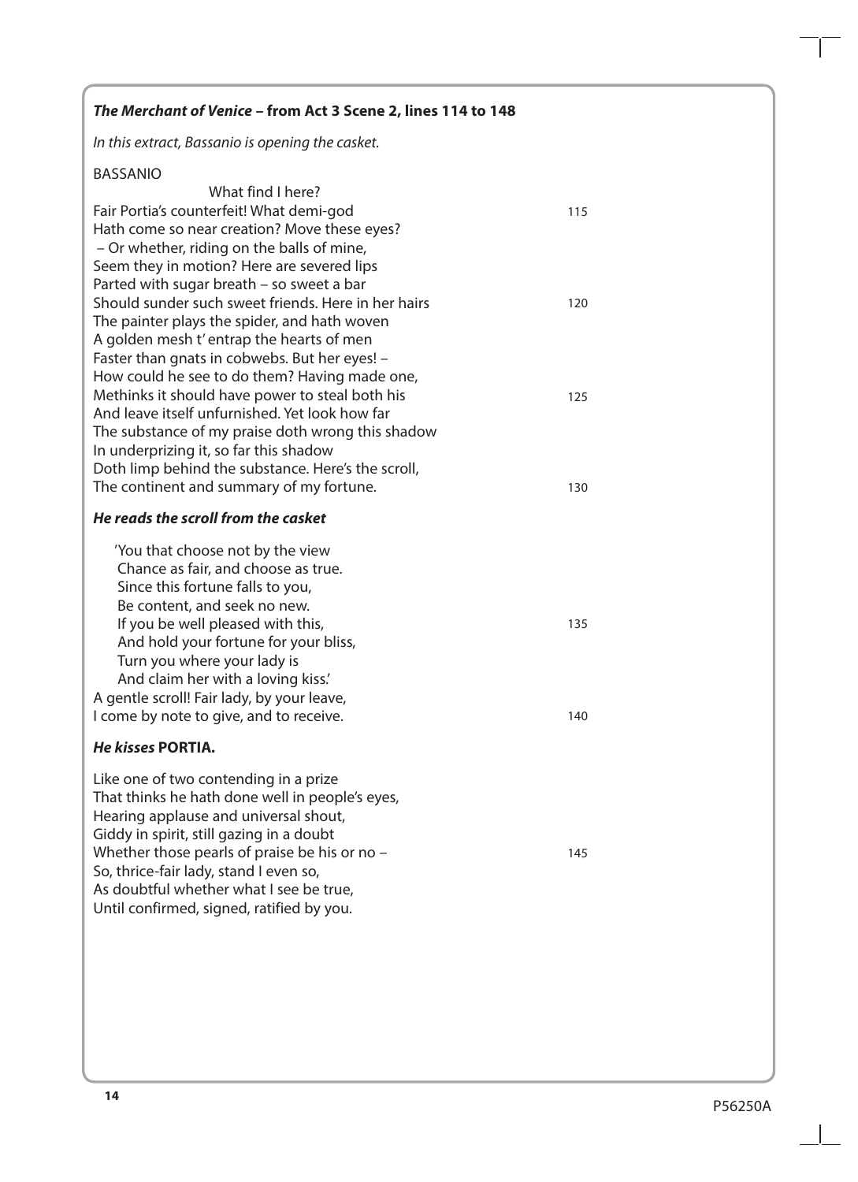***The Merchant of Venice* – from Act 3 Scene 2, lines 114 to 148**

*In this extract, Bassanio is opening the casket.*

BASSANIO

What find I here?
Fair Portia's counterfeit! What demi-god 115
Hath come so near creation? Move these eyes?
– Or whether, riding on the balls of mine,
Seem they in motion? Here are severed lips
Parted with sugar breath – so sweet a bar
Should sunder such sweet friends. Here in her hairs 120
The painter plays the spider, and hath woven
A golden mesh t' entrap the hearts of men
Faster than gnats in cobwebs. But her eyes! –
How could he see to do them? Having made one,
Methinks it should have power to steal both his 125
And leave itself unfurnished. Yet look how far
The substance of my praise doth wrong this shadow
In underprizing it, so far this shadow
Doth limp behind the substance. Here's the scroll,
The continent and summary of my fortune. 130

***He reads the scroll from the casket***

'You that choose not by the view
Chance as fair, and choose as true.
Since this fortune falls to you,
Be content, and seek no new.
If you be well pleased with this, 135
And hold your fortune for your bliss,
Turn you where your lady is
And claim her with a loving kiss.'
A gentle scroll! Fair lady, by your leave,
I come by note to give, and to receive. 140

***He kisses* PORTIA.**

Like one of two contending in a prize
That thinks he hath done well in people's eyes,
Hearing applause and universal shout,
Giddy in spirit, still gazing in a doubt
Whether those pearls of praise be his or no – 145
So, thrice-fair lady, stand I even so,
As doubtful whether what I see be true,
Until confirmed, signed, ratified by you.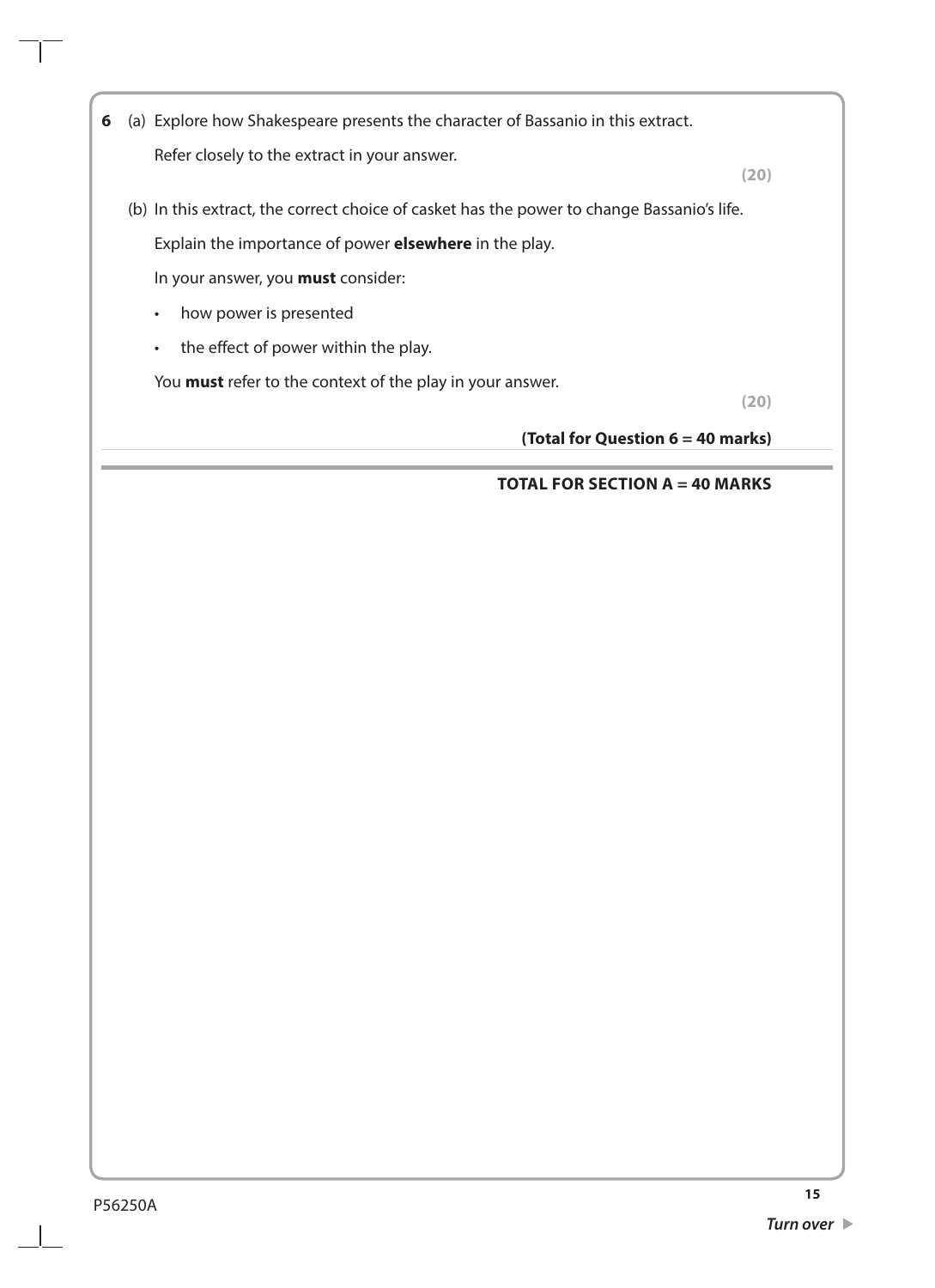**6** (a) Explore how Shakespeare presents the character of Bassanio in this extract.

Refer closely to the extract in your answer.

**(20)**

(b) In this extract, the correct choice of casket has the power to change Bassanio's life.

Explain the importance of power **elsewhere** in the play.

In your answer, you **must** consider:

- how power is presented
- the effect of power within the play.

You **must** refer to the context of the play in your answer.

**(20)**

**(Total for Question 6 = 40 marks)**

**TOTAL FOR SECTION A = 40 MARKS**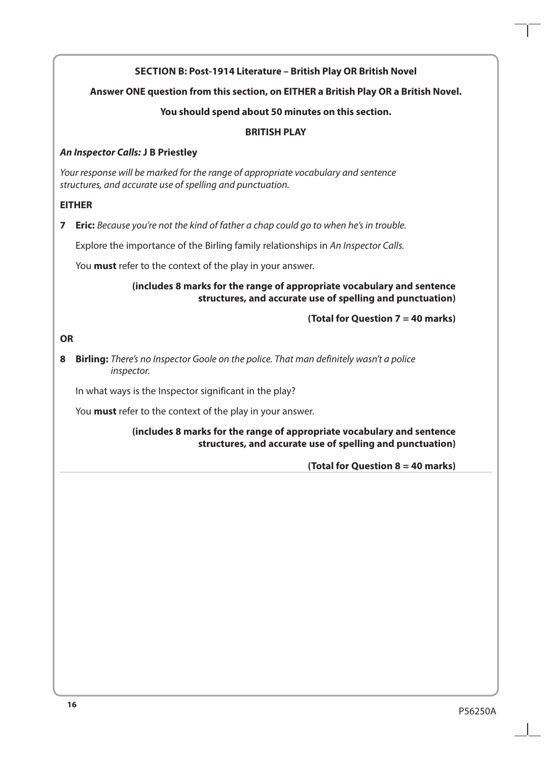**SECTION B: Post-1914 Literature – British Play OR British Novel**

**Answer ONE question from this section, on EITHER a British Play OR a British Novel.**

**You should spend about 50 minutes on this section.**

**BRITISH PLAY**

***An Inspector Calls:* J B Priestley**

*Your response will be marked for the range of appropriate vocabulary and sentence structures, and accurate use of spelling and punctuation.*

**EITHER**

**7** **Eric:** *Because you're not the kind of father a chap could go to when he's in trouble.*

Explore the importance of the Birling family relationships in *An Inspector Calls.*

You **must** refer to the context of the play in your answer.

**(includes 8 marks for the range of appropriate vocabulary and sentence structures, and accurate use of spelling and punctuation)**

**(Total for Question 7 = 40 marks)**

**OR**

**8** **Birling:** *There's no Inspector Goole on the police. That man definitely wasn't a police inspector.*

In what ways is the Inspector significant in the play?

You **must** refer to the context of the play in your answer.

**(includes 8 marks for the range of appropriate vocabulary and sentence structures, and accurate use of spelling and punctuation)**

**(Total for Question 8 = 40 marks)**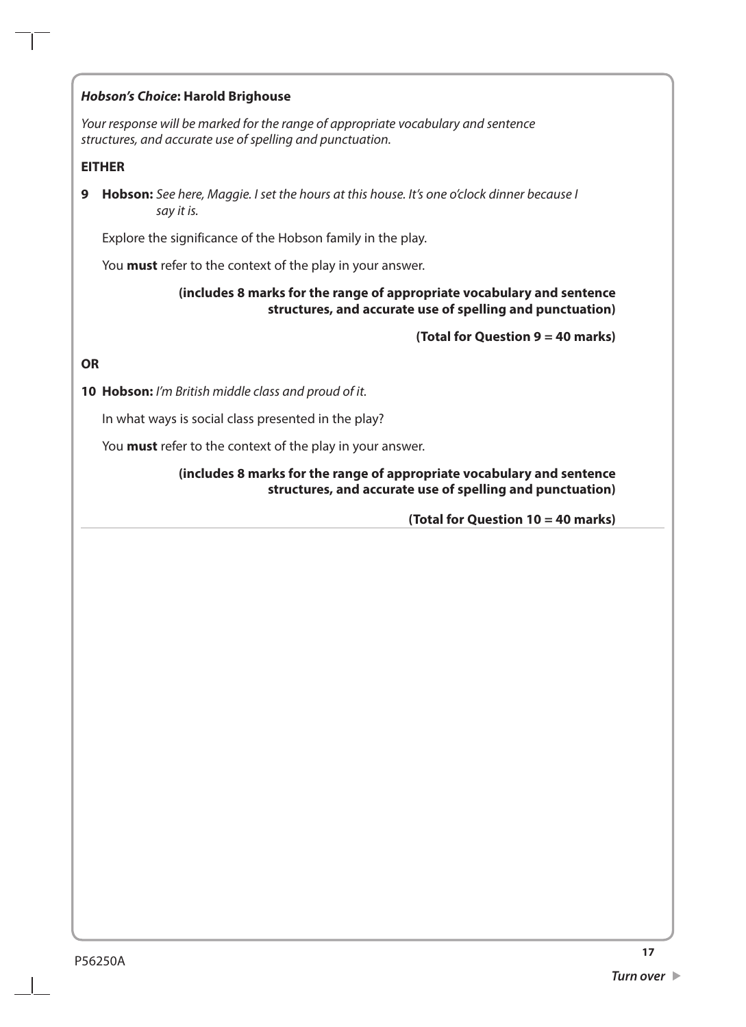***Hobson's Choice*: Harold Brighouse**

*Your response will be marked for the range of appropriate vocabulary and sentence structures, and accurate use of spelling and punctuation.*

**EITHER**

**9** **Hobson:** *See here, Maggie. I set the hours at this house. It's one o'clock dinner because I say it is.*

Explore the significance of the Hobson family in the play.

You **must** refer to the context of the play in your answer.

**(includes 8 marks for the range of appropriate vocabulary and sentence structures, and accurate use of spelling and punctuation)**

**(Total for Question 9 = 40 marks)**

**OR**

**10** **Hobson:** *I'm British middle class and proud of it.*

In what ways is social class presented in the play?

You **must** refer to the context of the play in your answer.

**(includes 8 marks for the range of appropriate vocabulary and sentence structures, and accurate use of spelling and punctuation)**

**(Total for Question 10 = 40 marks)**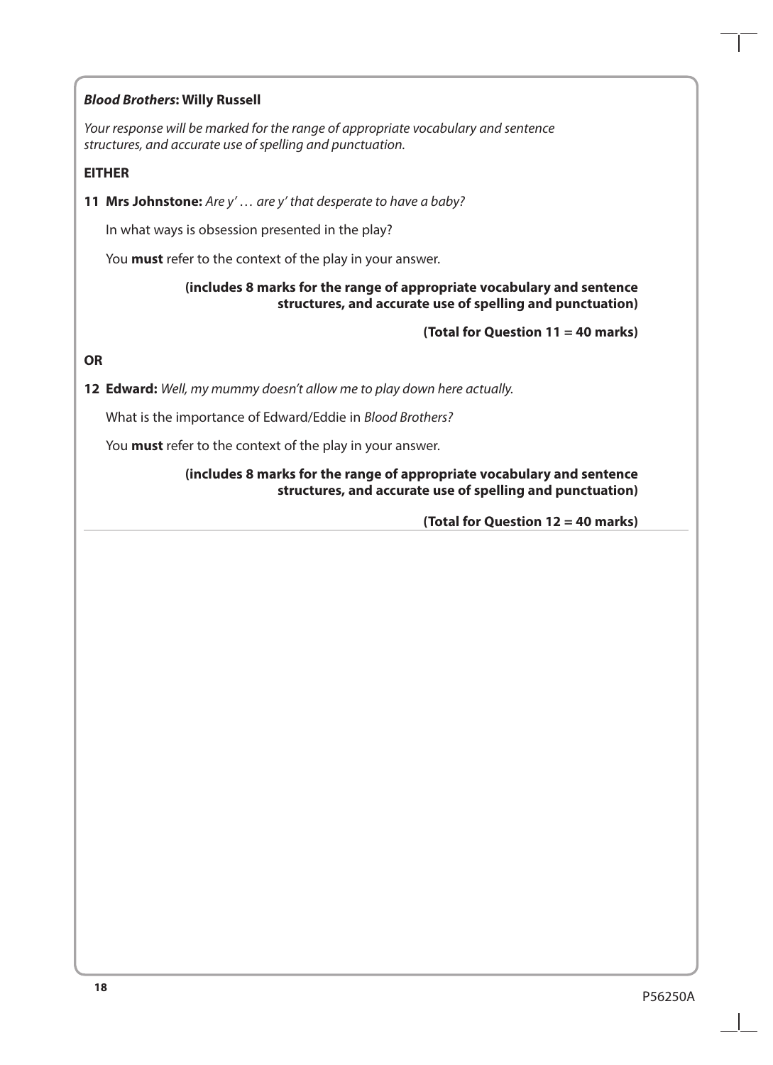***Blood Brothers*: Willy Russell**

*Your response will be marked for the range of appropriate vocabulary and sentence structures, and accurate use of spelling and punctuation.*

**EITHER**

**11 Mrs Johnstone:** *Are y' … are y' that desperate to have a baby?*

In what ways is obsession presented in the play?

You **must** refer to the context of the play in your answer.

**(includes 8 marks for the range of appropriate vocabulary and sentence structures, and accurate use of spelling and punctuation)**

**(Total for Question 11 = 40 marks)**

**OR**

**12 Edward:** *Well, my mummy doesn't allow me to play down here actually.*

What is the importance of Edward/Eddie in *Blood Brothers?*

You **must** refer to the context of the play in your answer.

**(includes 8 marks for the range of appropriate vocabulary and sentence structures, and accurate use of spelling and punctuation)**

**(Total for Question 12 = 40 marks)**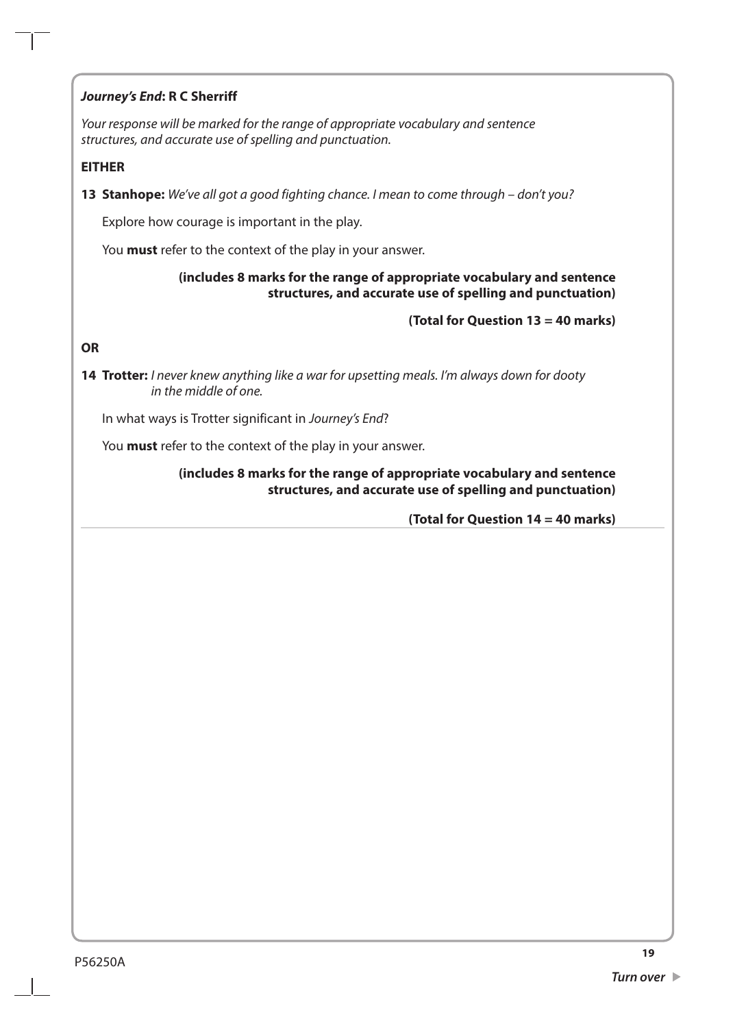***Journey's End*: R C Sherriff**

*Your response will be marked for the range of appropriate vocabulary and sentence structures, and accurate use of spelling and punctuation.*

**EITHER**

**13** **Stanhope:** *We've all got a good fighting chance. I mean to come through – don't you?*

Explore how courage is important in the play.

You **must** refer to the context of the play in your answer.

**(includes 8 marks for the range of appropriate vocabulary and sentence structures, and accurate use of spelling and punctuation)**

**(Total for Question 13 = 40 marks)**

**OR**

**14** **Trotter:** *I never knew anything like a war for upsetting meals. I'm always down for dooty in the middle of one.*

In what ways is Trotter significant in *Journey's End*?

You **must** refer to the context of the play in your answer.

**(includes 8 marks for the range of appropriate vocabulary and sentence structures, and accurate use of spelling and punctuation)**

**(Total for Question 14 = 40 marks)**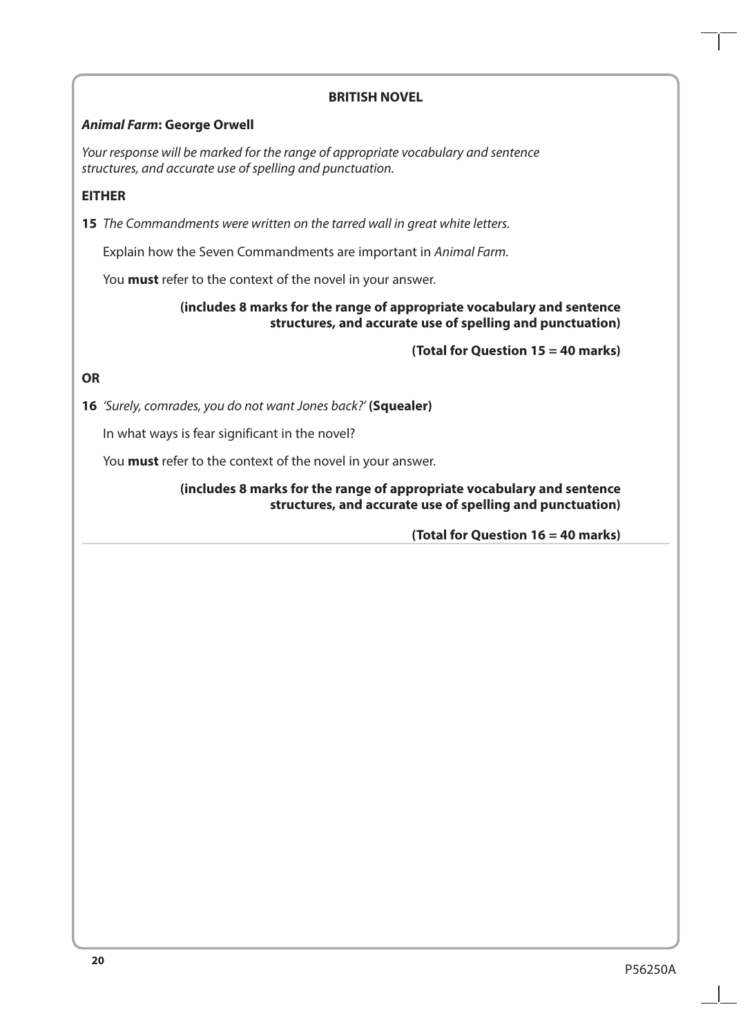**BRITISH NOVEL**

***Animal Farm*: George Orwell**

*Your response will be marked for the range of appropriate vocabulary and sentence structures, and accurate use of spelling and punctuation.*

**EITHER**

**15** *The Commandments were written on the tarred wall in great white letters.*

Explain how the Seven Commandments are important in *Animal Farm.*

You **must** refer to the context of the novel in your answer.

**(includes 8 marks for the range of appropriate vocabulary and sentence structures, and accurate use of spelling and punctuation)**

**(Total for Question 15 = 40 marks)**

**OR**

**16** *'Surely, comrades, you do not want Jones back?'* **(Squealer)**

In what ways is fear significant in the novel?

You **must** refer to the context of the novel in your answer.

**(includes 8 marks for the range of appropriate vocabulary and sentence structures, and accurate use of spelling and punctuation)**

**(Total for Question 16 = 40 marks)**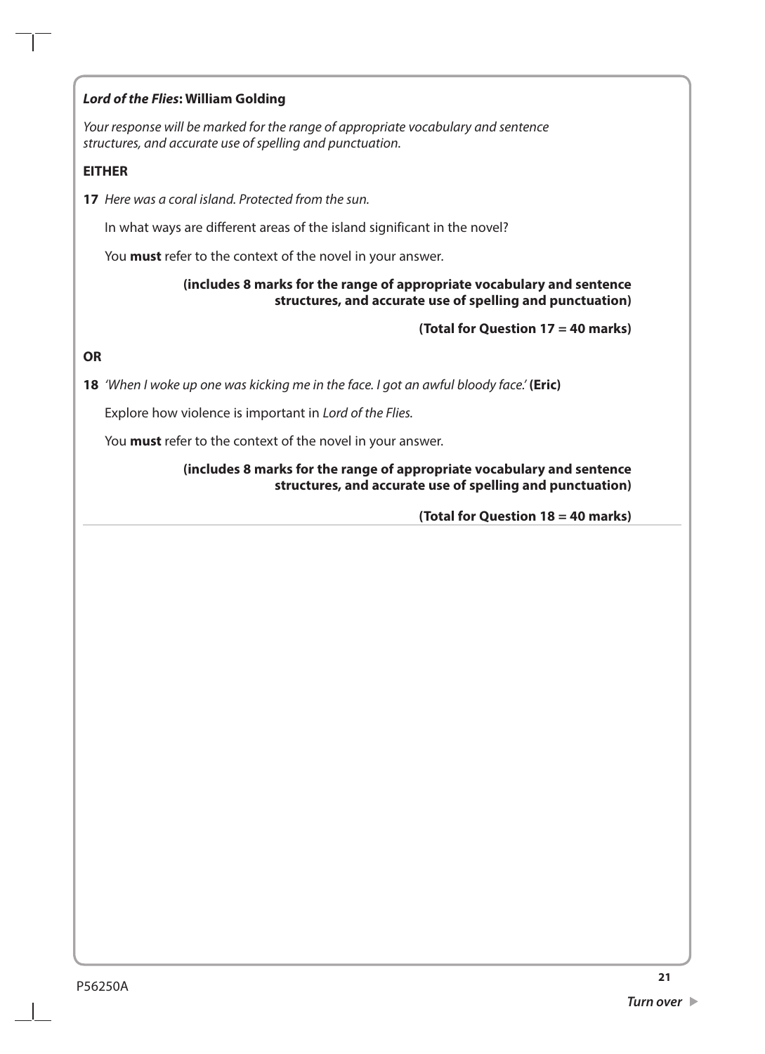***Lord of the Flies*: William Golding**

*Your response will be marked for the range of appropriate vocabulary and sentence structures, and accurate use of spelling and punctuation.*

**EITHER**

**17** *Here was a coral island. Protected from the sun.*

In what ways are different areas of the island significant in the novel?

You **must** refer to the context of the novel in your answer.

**(includes 8 marks for the range of appropriate vocabulary and sentence structures, and accurate use of spelling and punctuation)**

**(Total for Question 17 = 40 marks)**

**OR**

**18** *'When I woke up one was kicking me in the face. I got an awful bloody face.'* **(Eric)**

Explore how violence is important in *Lord of the Flies.*

You **must** refer to the context of the novel in your answer.

**(includes 8 marks for the range of appropriate vocabulary and sentence structures, and accurate use of spelling and punctuation)**

**(Total for Question 18 = 40 marks)**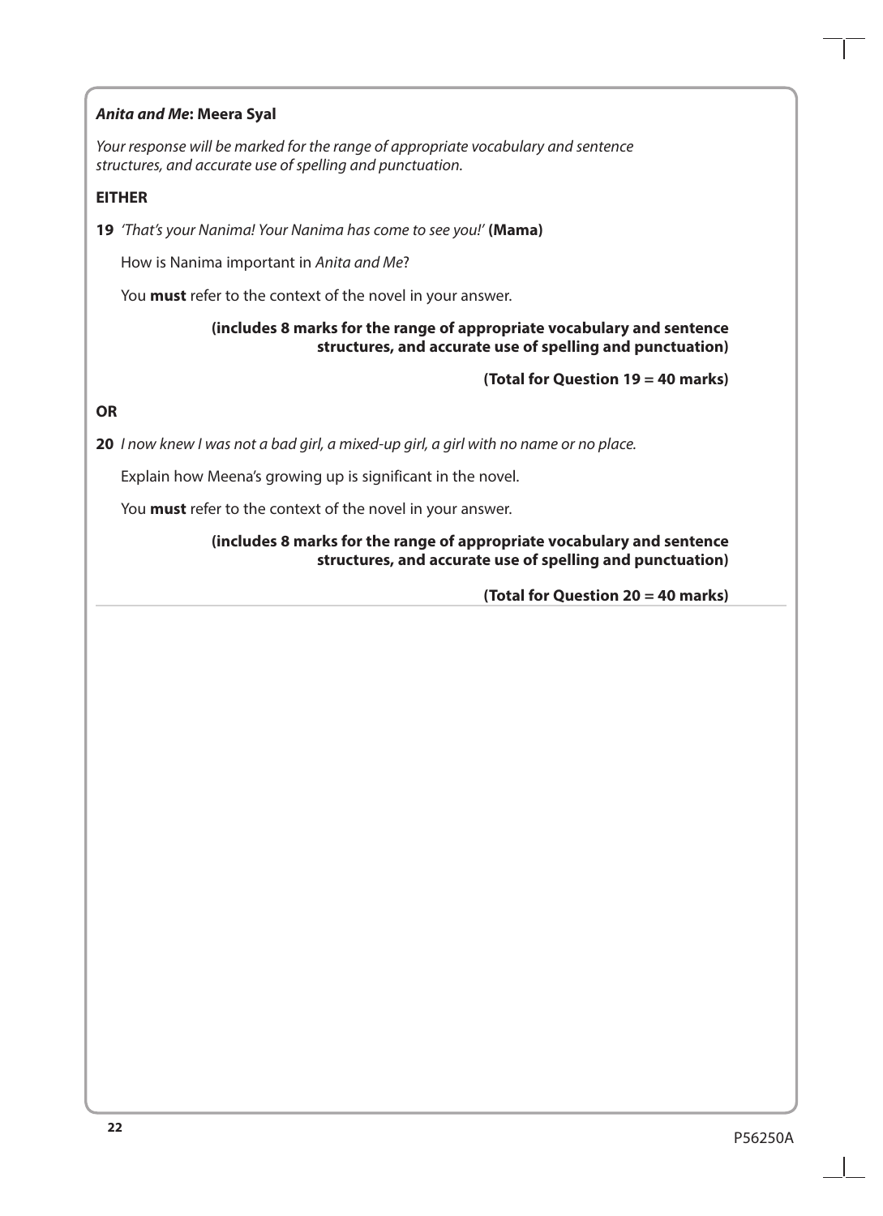***Anita and Me*: Meera Syal**

*Your response will be marked for the range of appropriate vocabulary and sentence structures, and accurate use of spelling and punctuation.*

**EITHER**

**19** *'That's your Nanima! Your Nanima has come to see you!'* **(Mama)**

How is Nanima important in *Anita and Me*?

You **must** refer to the context of the novel in your answer.

**(includes 8 marks for the range of appropriate vocabulary and sentence structures, and accurate use of spelling and punctuation)**

**(Total for Question 19 = 40 marks)**

**OR**

**20** *I now knew I was not a bad girl, a mixed-up girl, a girl with no name or no place.*

Explain how Meena's growing up is significant in the novel.

You **must** refer to the context of the novel in your answer.

**(includes 8 marks for the range of appropriate vocabulary and sentence structures, and accurate use of spelling and punctuation)**

**(Total for Question 20 = 40 marks)**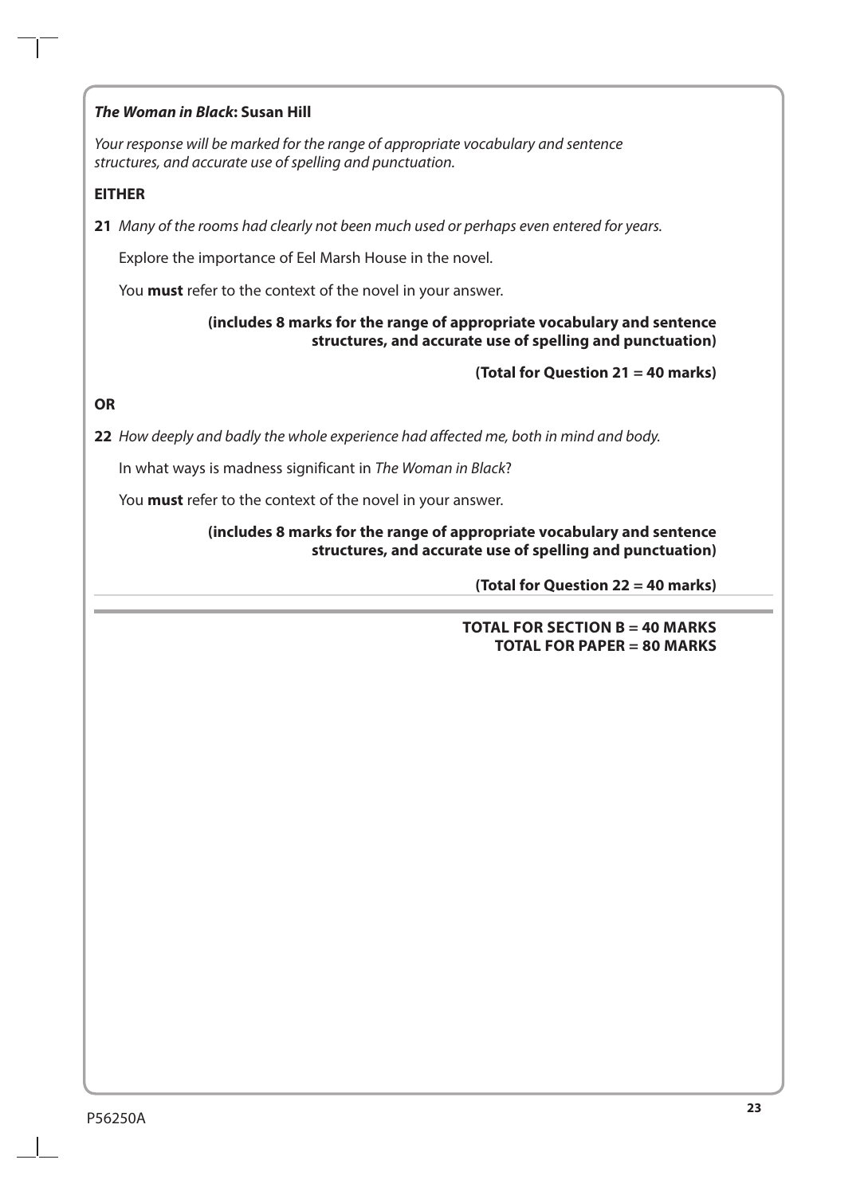***The Woman in Black*: Susan Hill**

*Your response will be marked for the range of appropriate vocabulary and sentence structures, and accurate use of spelling and punctuation.*

**EITHER**

**21** *Many of the rooms had clearly not been much used or perhaps even entered for years.*

Explore the importance of Eel Marsh House in the novel.

You **must** refer to the context of the novel in your answer.

**(includes 8 marks for the range of appropriate vocabulary and sentence structures, and accurate use of spelling and punctuation)**

**(Total for Question 21 = 40 marks)**

**OR**

**22** *How deeply and badly the whole experience had affected me, both in mind and body.*

In what ways is madness significant in *The Woman in Black*?

You **must** refer to the context of the novel in your answer.

**(includes 8 marks for the range of appropriate vocabulary and sentence structures, and accurate use of spelling and punctuation)**

**(Total for Question 22 = 40 marks)**

**TOTAL FOR SECTION B = 40 MARKS**
**TOTAL FOR PAPER = 80 MARKS**

P56250A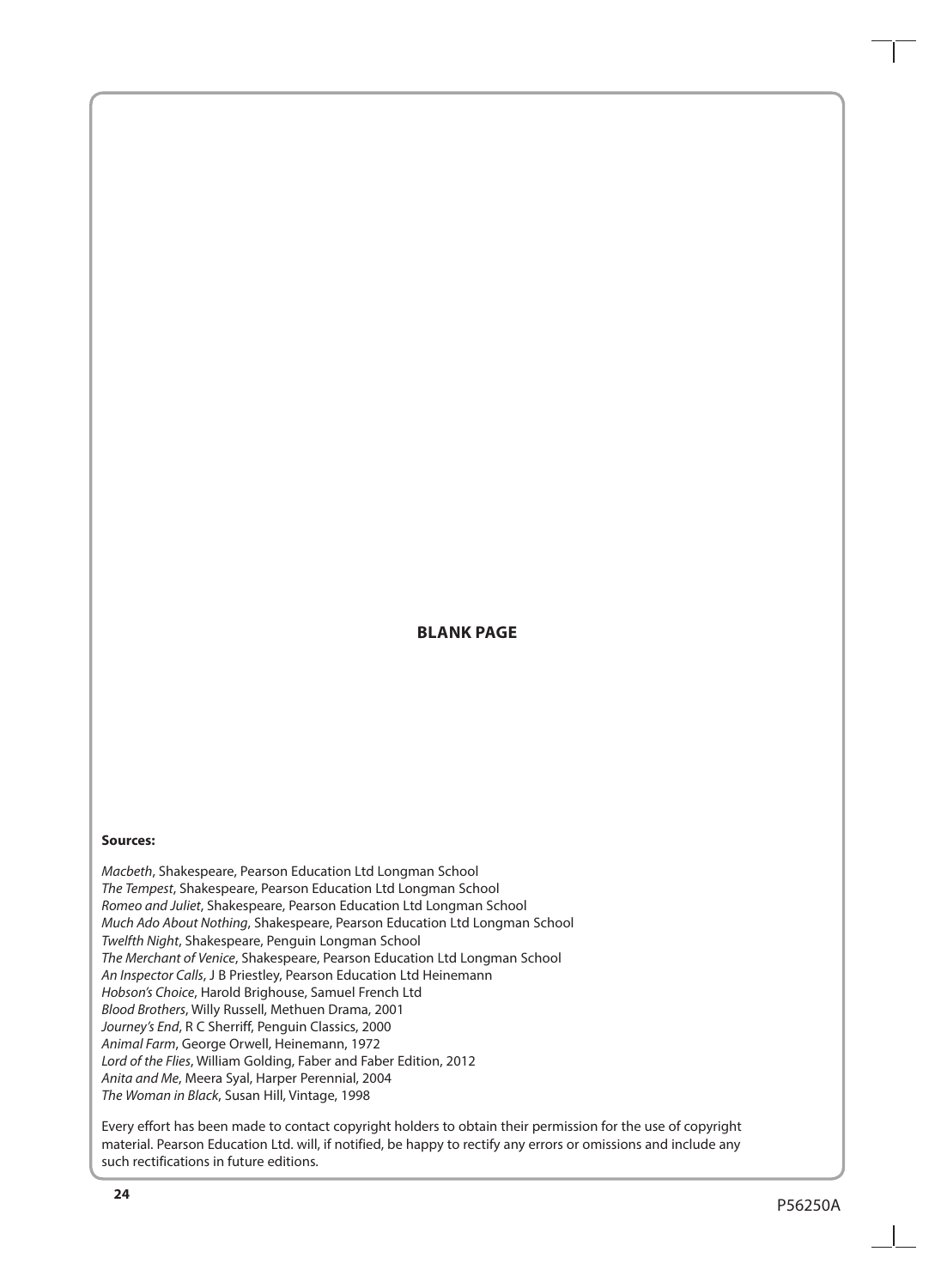**BLANK PAGE**

**Sources:**

*Macbeth*, Shakespeare, Pearson Education Ltd Longman School
*The Tempest*, Shakespeare, Pearson Education Ltd Longman School
*Romeo and Juliet*, Shakespeare, Pearson Education Ltd Longman School
*Much Ado About Nothing*, Shakespeare, Pearson Education Ltd Longman School
*Twelfth Night*, Shakespeare, Penguin Longman School
*The Merchant of Venice*, Shakespeare, Pearson Education Ltd Longman School
*An Inspector Calls*, J B Priestley, Pearson Education Ltd Heinemann
*Hobson's Choice*, Harold Brighouse, Samuel French Ltd
*Blood Brothers*, Willy Russell, Methuen Drama, 2001
*Journey's End*, R C Sherriff, Penguin Classics, 2000
*Animal Farm*, George Orwell, Heinemann, 1972
*Lord of the Flies*, William Golding, Faber and Faber Edition, 2012
*Anita and Me*, Meera Syal, Harper Perennial, 2004
*The Woman in Black*, Susan Hill, Vintage, 1998

Every effort has been made to contact copyright holders to obtain their permission for the use of copyright material. Pearson Education Ltd. will, if notified, be happy to rectify any errors or omissions and include any such rectifications in future editions.

P56250A